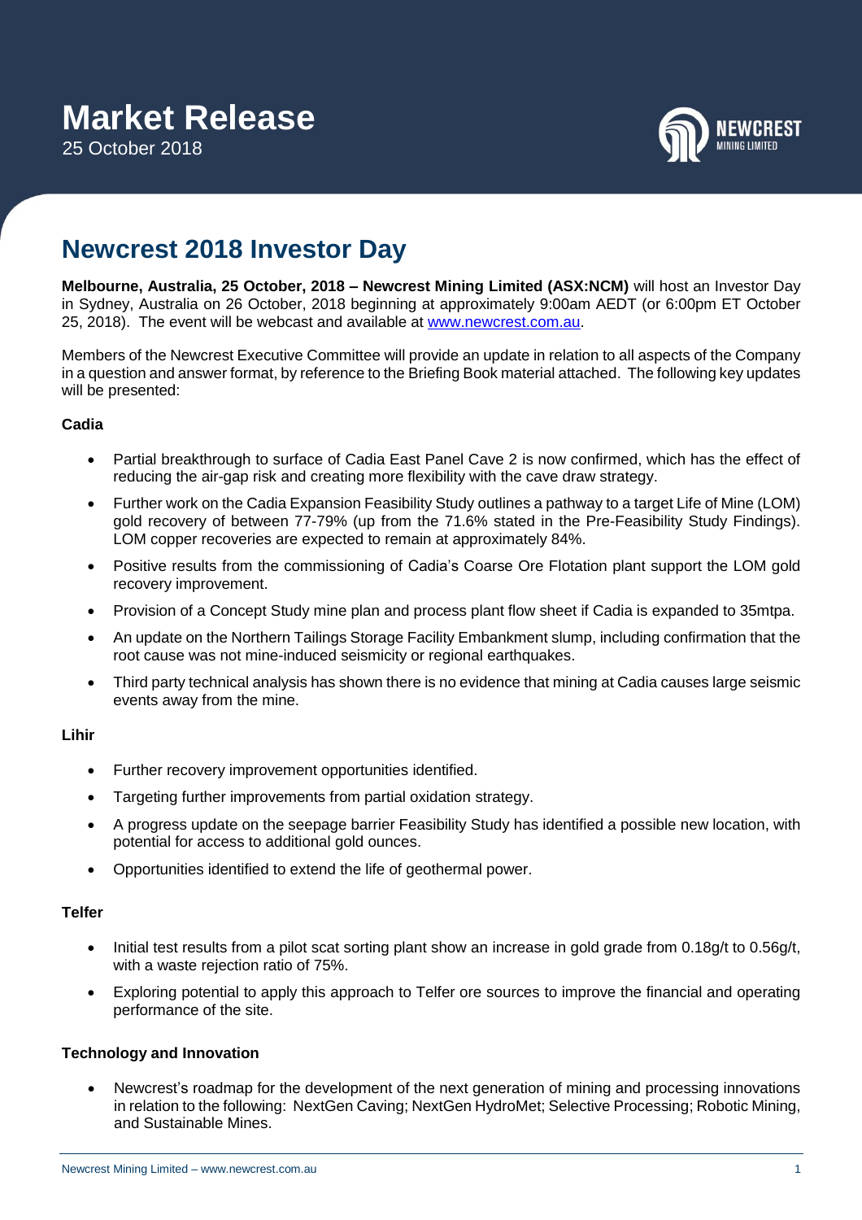# Market Release

25 October 2018

## Newcrest 2018 Investor Day

**Melbourne, Australia, 25 October, 2018 – Newcrest Mining Limited (ASX:NCM)** will host an Investor Day in Sydney, Australia on 26 October, 2018 beginning at approximately 9:00am AEDT (or 6:00pm ET October 25, 2018). The event will be webcast and available at www.newcrest.com.au.

Members of the Newcrest Executive Committee will provide an update in relation to all aspects of the Company in a question and answer format, by reference to the Briefing Book material attached. The following key updates will be presented:

### Cadia

- Partial breakthrough to surface of Cadia East Panel Cave 2 is now confirmed, which has the effect of reducing the air-gap risk and creating more flexibility with the cave draw strategy.
- Further work on the Cadia Expansion Feasibility Study outlines a pathway to a target Life of Mine (LOM) gold recovery of between 77-79% (up from the 71.6% stated in the Pre-Feasibility Study Findings). LOM copper recoveries are expected to remain at approximately 84%.
- Positive results from the commissioning of Cadia's Coarse Ore Flotation plant support the LOM gold recovery improvement.
- Provision of a Concept Study mine plan and process plant flow sheet if Cadia is expanded to 35mtpa.
- An update on the Northern Tailings Storage Facility Embankment slump, including confirmation that the root cause was not mine-induced seismicity or regional earthquakes.
- Third party technical analysis has shown there is no evidence that mining at Cadia causes large seismic events away from the mine.

### Lihir

- Further recovery improvement opportunities identified.
- Targeting further improvements from partial oxidation strategy.
- A progress update on the seepage barrier Feasibility Study has identified a possible new location, with potential for access to additional gold ounces.
- Opportunities identified to extend the life of geothermal power.

### Telfer

- Initial test results from a pilot scat sorting plant show an increase in gold grade from 0.18g/t to 0.56g/t, with a waste rejection ratio of 75%.
- Exploring potential to apply this approach to Telfer ore sources to improve the financial and operating performance of the site.

### Technology and Innovation

- Newcrest's roadmap for the development of the next generation of mining and processing innovations in relation to the following: NextGen Caving; NextGen HydroMet; Selective Processing; Robotic Mining, and Sustainable Mines.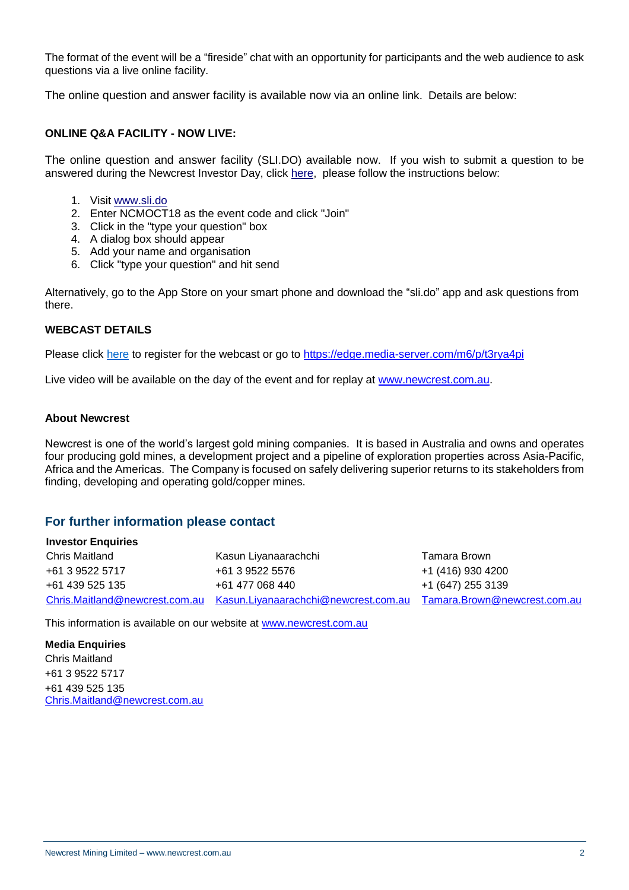The format of the event will be a "fireside" chat with an opportunity for participants and the web audience to ask questions via a live online facility.

The online question and answer facility is available now via an online link. Details are below:

**ONLINE Q&A FACILITY - NOW LIVE:**

The online question and answer facility (SLI.DO) available now. If you wish to submit a question to be answered during the Newcrest Investor Day, click here, please follow the instructions below:

1. Visit www.sli.do
2. Enter NCMOCT18 as the event code and click "Join"
3. Click in the "type your question" box
4. A dialog box should appear
5. Add your name and organisation
6. Click "type your question" and hit send

Alternatively, go to the App Store on your smart phone and download the "sli.do" app and ask questions from there.

**WEBCAST DETAILS**

Please click here to register for the webcast or go to https://edge.media-server.com/m6/p/t3rya4pi

Live video will be available on the day of the event and for replay at www.newcrest.com.au.

**About Newcrest**

Newcrest is one of the world's largest gold mining companies. It is based in Australia and owns and operates four producing gold mines, a development project and a pipeline of exploration properties across Asia-Pacific, Africa and the Americas. The Company is focused on safely delivering superior returns to its stakeholders from finding, developing and operating gold/copper mines.

## For further information please contact

**Investor Enquiries**

| | | |
|---|---|---|
| Chris Maitland | Kasun Liyanaarachchi | Tamara Brown |
| +61 3 9522 5717 | +61 3 9522 5576 | +1 (416) 930 4200 |
| +61 439 525 135 | +61 477 068 440 | +1 (647) 255 3139 |
| Chris.Maitland@newcrest.com.au | Kasun.Liyanaarachchi@newcrest.com.au | Tamara.Brown@newcrest.com.au |

This information is available on our website at www.newcrest.com.au

**Media Enquiries**

Chris Maitland
+61 3 9522 5717
+61 439 525 135
Chris.Maitland@newcrest.com.au